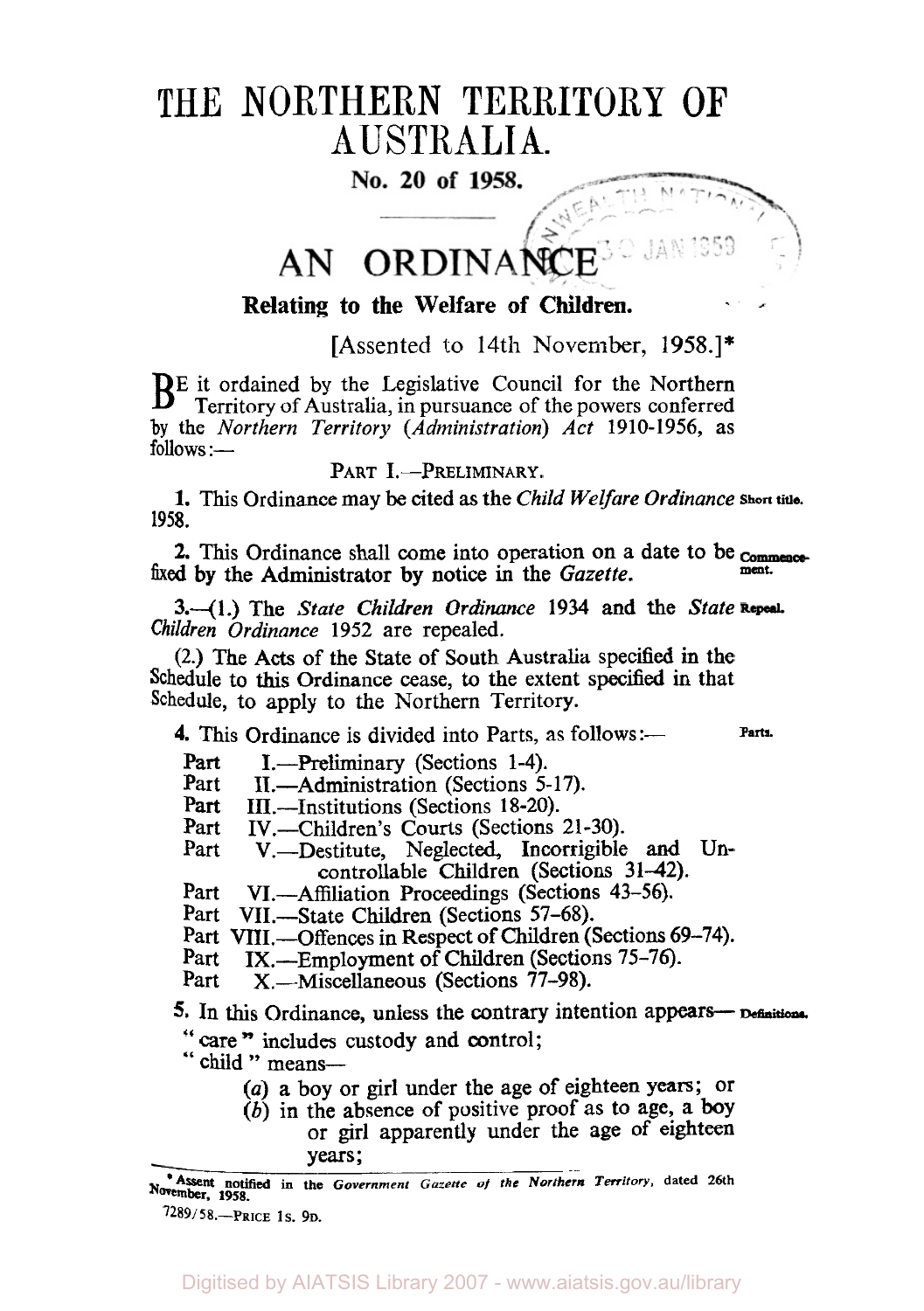# THE NORTHERN TERRITORY OF AUSTRALIA.

**No. 20 of 1958.**

## AN ORDINANCE

**Relating to the Welfare of Children.**

[Assented to 14th November, 1958.]*

BE it ordained by the Legislative Council for the Northern Territory of Australia, in pursuance of the powers conferred by the *Northern Territory (Administration) Act* 1910-1956, as follows:—

PART I.—PRELIMINARY.

**1.** This Ordinance may be cited as the *Child Welfare Ordinance* 1958. **Short title.**

**2.** This Ordinance shall come into operation on a date to be fixed by the Administrator by notice in the *Gazette*. **Commencement.**

**3.**—(1.) The *State Children Ordinance* 1934 and the *State Children Ordinance* 1952 are repealed. **Repeal.**

(2.) The Acts of the State of South Australia specified in the Schedule to this Ordinance cease, to the extent specified in that Schedule, to apply to the Northern Territory.

**4.** This Ordinance is divided into Parts, as follows:— **Parts.**

- Part I.—Preliminary (Sections 1-4).
- Part II.—Administration (Sections 5-17).
- Part III.—Institutions (Sections 18-20).
- Part IV.—Children's Courts (Sections 21-30).
- Part V.—Destitute, Neglected, Incorrigible and Uncontrollable Children (Sections 31-42).
- Part VI.—Affiliation Proceedings (Sections 43-56).
- Part VII.—State Children (Sections 57-68).
- Part VIII.—Offences in Respect of Children (Sections 69-74).
- Part IX.—Employment of Children (Sections 75-76).
- Part X.—Miscellaneous (Sections 77-98).

**5.** In this Ordinance, unless the contrary intention appears— **Definitions.**

"care" includes custody and control;

"child" means—

(*a*) a boy or girl under the age of eighteen years; or

(*b*) in the absence of positive proof as to age, a boy or girl apparently under the age of eighteen years;

---

\* Assent notified in the *Government Gazette of the Northern Territory*, dated 26th November, 1958.

7289/58.—PRICE 1s. 9D.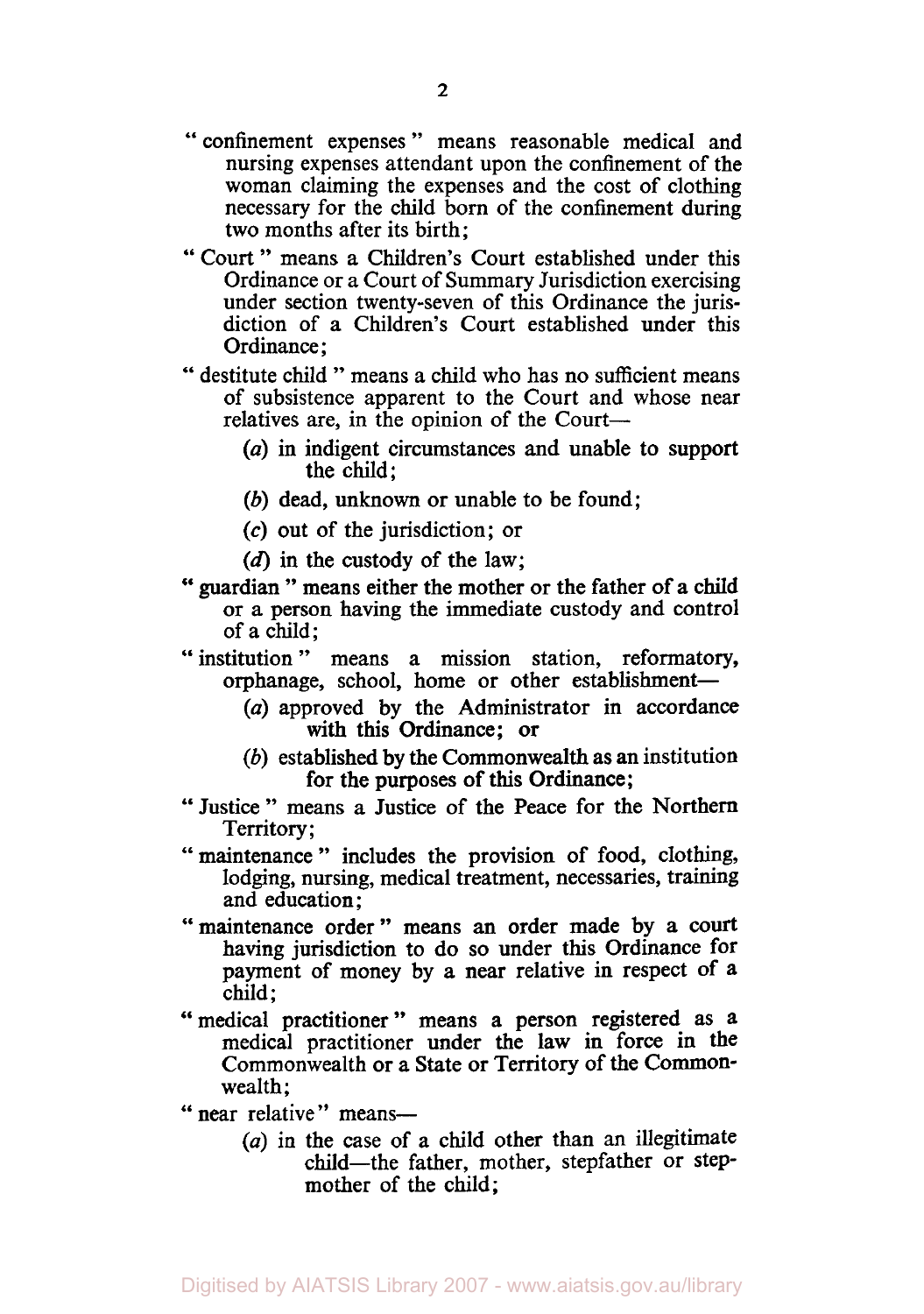"confinement expenses" means reasonable medical and nursing expenses attendant upon the confinement of the woman claiming the expenses and the cost of clothing necessary for the child born of the confinement during two months after its birth;

"Court" means a Children's Court established under this Ordinance or a Court of Summary Jurisdiction exercising under section twenty-seven of this Ordinance the jurisdiction of a Children's Court established under this Ordinance;

"destitute child" means a child who has no sufficient means of subsistence apparent to the Court and whose near relatives are, in the opinion of the Court—

- (*a*) in indigent circumstances and unable to support the child;
- (*b*) dead, unknown or unable to be found;
- (*c*) out of the jurisdiction; or
- (*d*) in the custody of the law;

"guardian" means either the mother or the father of a child or a person having the immediate custody and control of a child;

"institution" means a mission station, reformatory, orphanage, school, home or other establishment—

- (*a*) approved by the Administrator in accordance with this Ordinance; or
- (*b*) established by the Commonwealth as an institution for the purposes of this Ordinance;

"Justice" means a Justice of the Peace for the Northern Territory;

"maintenance" includes the provision of food, clothing, lodging, nursing, medical treatment, necessaries, training and education;

"maintenance order" means an order made by a court having jurisdiction to do so under this Ordinance for payment of money by a near relative in respect of a child;

"medical practitioner" means a person registered as a medical practitioner under the law in force in the Commonwealth or a State or Territory of the Commonwealth;

"near relative" means—

- (*a*) in the case of a child other than an illegitimate child—the father, mother, stepfather or stepmother of the child;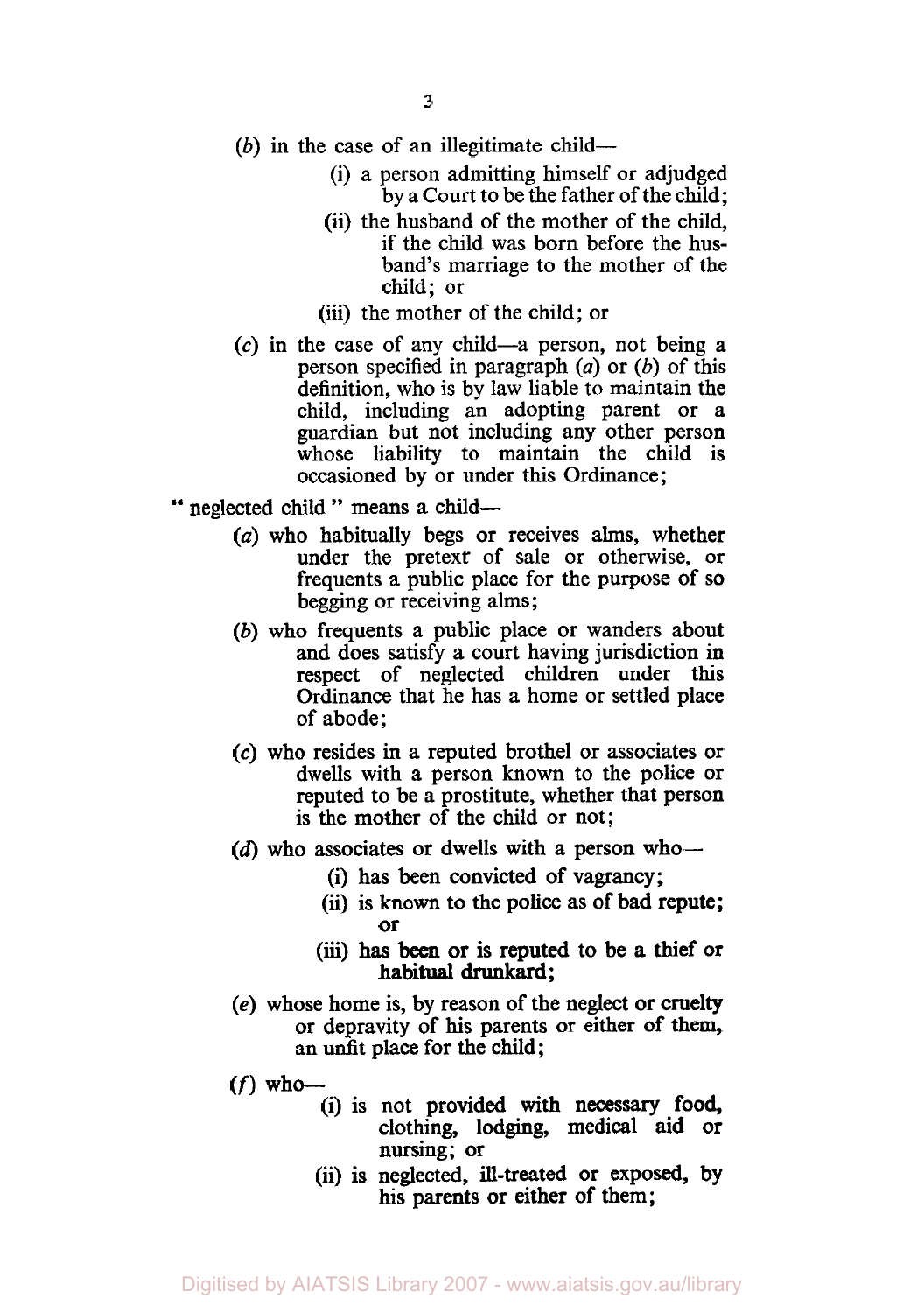(*b*) in the case of an illegitimate child—

(i) a person admitting himself or adjudged by a Court to be the father of the child;

(ii) the husband of the mother of the child, if the child was born before the husband's marriage to the mother of the child; or

(iii) the mother of the child; or

(*c*) in the case of any child—a person, not being a person specified in paragraph (*a*) or (*b*) of this definition, who is by law liable to maintain the child, including an adopting parent or a guardian but not including any other person whose liability to maintain the child is occasioned by or under this Ordinance;

" neglected child " means a child—

(*a*) who habitually begs or receives alms, whether under the pretext of sale or otherwise, or frequents a public place for the purpose of so begging or receiving alms;

(*b*) who frequents a public place or wanders about and does satisfy a court having jurisdiction in respect of neglected children under this Ordinance that he has a home or settled place of abode;

(*c*) who resides in a reputed brothel or associates or dwells with a person known to the police or reputed to be a prostitute, whether that person is the mother of the child or not;

(*d*) who associates or dwells with a person who—

(i) has been convicted of vagrancy;

(ii) is known to the police as of bad repute; or

(iii) has been or is reputed to be a thief or habitual drunkard;

(*e*) whose home is, by reason of the neglect or cruelty or depravity of his parents or either of them, an unfit place for the child;

(*f*) who—

(i) is not provided with necessary food, clothing, lodging, medical aid or nursing; or

(ii) is neglected, ill-treated or exposed, by his parents or either of them;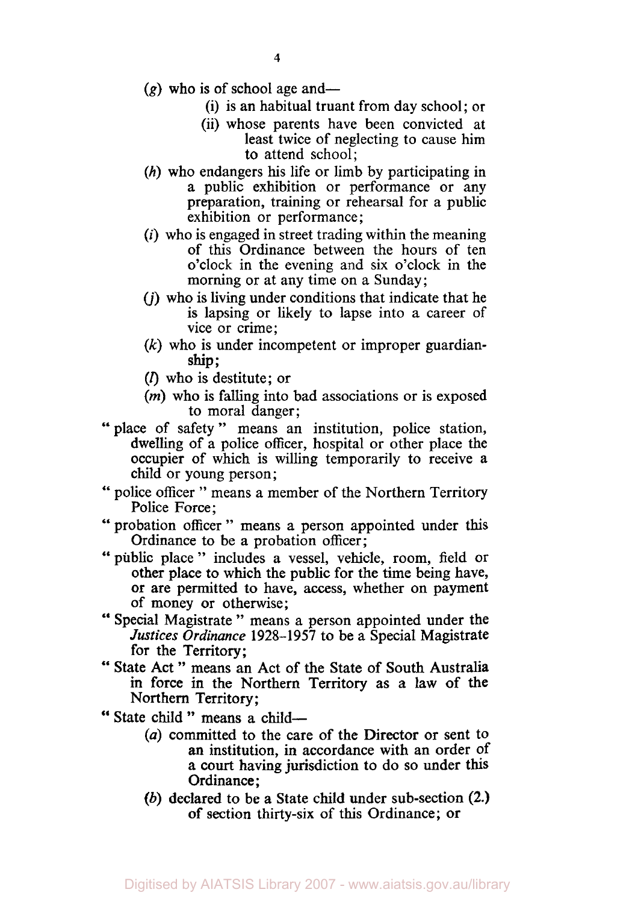(*g*) who is of school age and—

(i) is an habitual truant from day school; or

(ii) whose parents have been convicted at least twice of neglecting to cause him to attend school;

(*h*) who endangers his life or limb by participating in a public exhibition or performance or any preparation, training or rehearsal for a public exhibition or performance;

(*i*) who is engaged in street trading within the meaning of this Ordinance between the hours of ten o'clock in the evening and six o'clock in the morning or at any time on a Sunday;

(*j*) who is living under conditions that indicate that he is lapsing or likely to lapse into a career of vice or crime;

(*k*) who is under incompetent or improper guardianship;

(*l*) who is destitute; or

(*m*) who is falling into bad associations or is exposed to moral danger;

" place of safety " means an institution, police station, dwelling of a police officer, hospital or other place the occupier of which is willing temporarily to receive a child or young person;

" police officer " means a member of the Northern Territory Police Force;

" probation officer " means a person appointed under this Ordinance to be a probation officer;

" public place " includes a vessel, vehicle, room, field or other place to which the public for the time being have, or are permitted to have, access, whether on payment of money or otherwise;

" Special Magistrate " means a person appointed under the *Justices Ordinance* 1928–1957 to be a Special Magistrate for the Territory;

" State Act " means an Act of the State of South Australia in force in the Northern Territory as a law of the Northern Territory;

" State child " means a child—

(*a*) committed to the care of the Director or sent to an institution, in accordance with an order of a court having jurisdiction to do so under this Ordinance;

(*b*) declared to be a State child under sub-section (2.) of section thirty-six of this Ordinance; or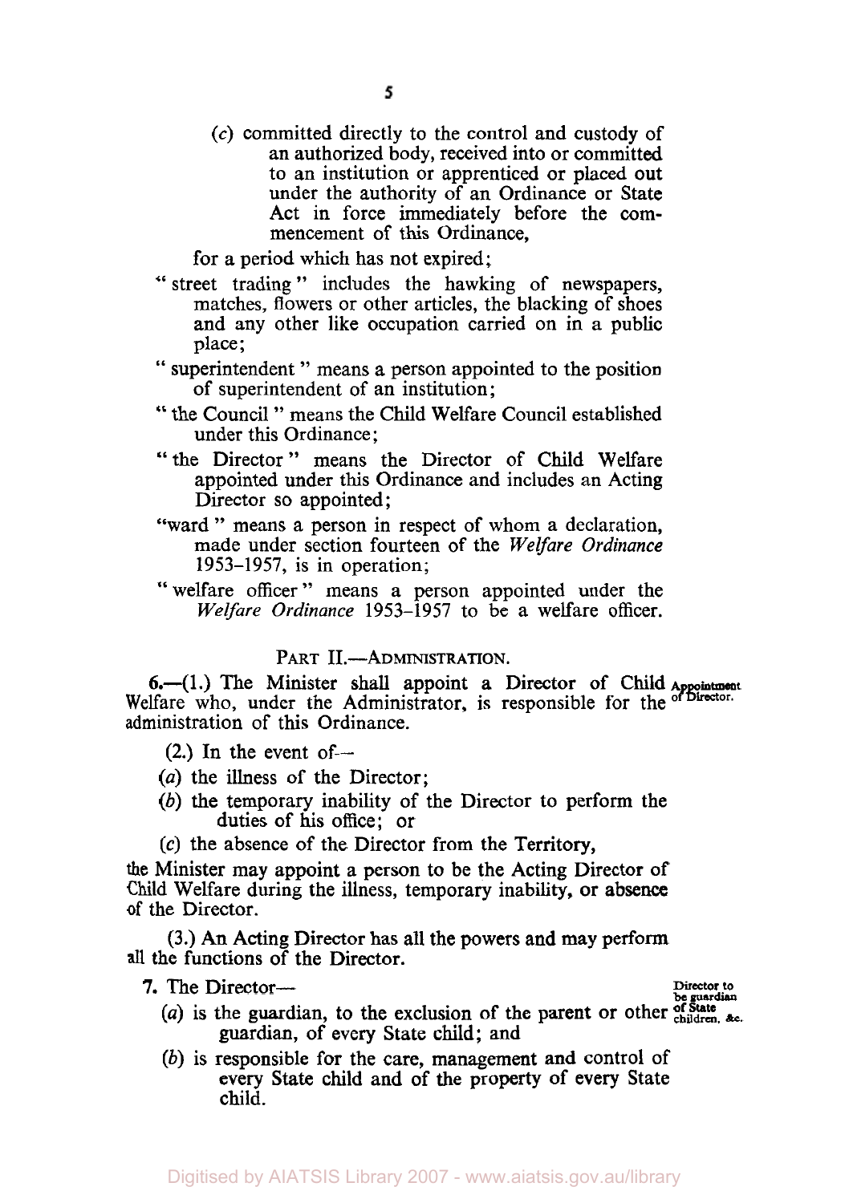(c) committed directly to the control and custody of an authorized body, received into or committed to an institution or apprenticed or placed out under the authority of an Ordinance or State Act in force immediately before the commencement of this Ordinance,

for a period which has not expired;

"street trading" includes the hawking of newspapers, matches, flowers or other articles, the blacking of shoes and any other like occupation carried on in a public place;

"superintendent" means a person appointed to the position of superintendent of an institution;

"the Council" means the Child Welfare Council established under this Ordinance;

"the Director" means the Director of Child Welfare appointed under this Ordinance and includes an Acting Director so appointed;

"ward" means a person in respect of whom a declaration, made under section fourteen of the *Welfare Ordinance* 1953–1957, is in operation;

"welfare officer" means a person appointed under the *Welfare Ordinance* 1953–1957 to be a welfare officer.

## PART II.—ADMINISTRATION.

**Appointment of Director.**

6.—(1.) The Minister shall appoint a Director of Child Welfare who, under the Administrator, is responsible for the administration of this Ordinance.

(2.) In the event of—

(a) the illness of the Director;

(b) the temporary inability of the Director to perform the duties of his office; or

(c) the absence of the Director from the Territory,

the Minister may appoint a person to be the Acting Director of Child Welfare during the illness, temporary inability, or absence of the Director.

(3.) An Acting Director has all the powers and may perform all the functions of the Director.

**Director to be guardian of State children, &c.**

7. The Director—

(a) is the guardian, to the exclusion of the parent or other guardian, of every State child; and

(b) is responsible for the care, management and control of every State child and of the property of every State child.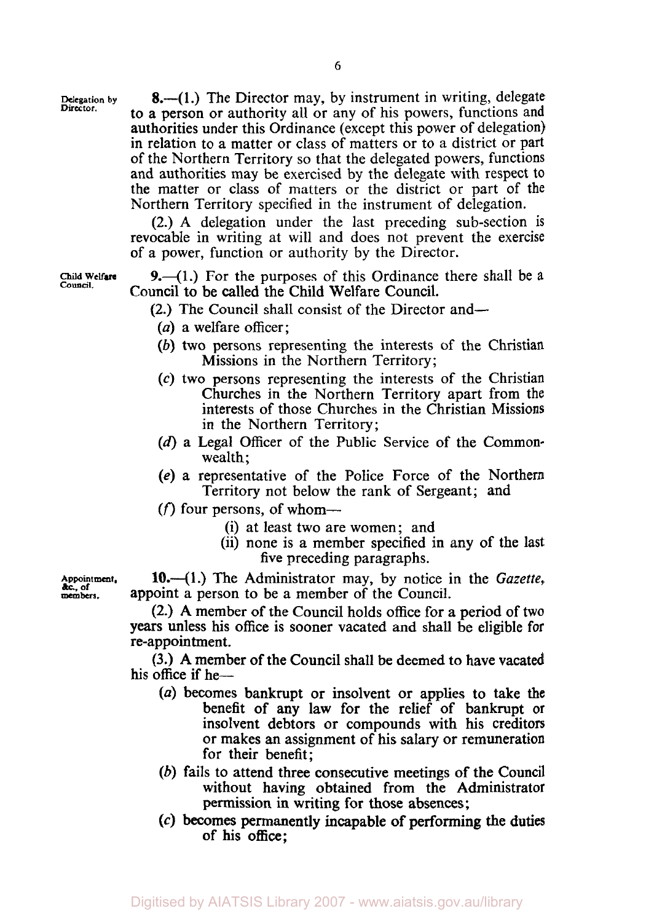**Delegation by Director.**

**8.**—(1.) The Director may, by instrument in writing, delegate to a person or authority all or any of his powers, functions and authorities under this Ordinance (except this power of delegation) in relation to a matter or class of matters or to a district or part of the Northern Territory so that the delegated powers, functions and authorities may be exercised by the delegate with respect to the matter or class of matters or the district or part of the Northern Territory specified in the instrument of delegation.

(2.) A delegation under the last preceding sub-section is revocable in writing at will and does not prevent the exercise of a power, function or authority by the Director.

**Child Welfare Council.**

**9.**—(1.) For the purposes of this Ordinance there shall be a Council to be called the Child Welfare Council.

(2.) The Council shall consist of the Director and—

(*a*) a welfare officer;

(*b*) two persons representing the interests of the Christian Missions in the Northern Territory;

(*c*) two persons representing the interests of the Christian Churches in the Northern Territory apart from the interests of those Churches in the Christian Missions in the Northern Territory;

(*d*) a Legal Officer of the Public Service of the Commonwealth;

(*e*) a representative of the Police Force of the Northern Territory not below the rank of Sergeant; and

(*f*) four persons, of whom—

(i) at least two are women; and

(ii) none is a member specified in any of the last five preceding paragraphs.

**Appointment, &c., of members.**

**10.**—(1.) The Administrator may, by notice in the *Gazette*, appoint a person to be a member of the Council.

(2.) A member of the Council holds office for a period of two years unless his office is sooner vacated and shall be eligible for re-appointment.

(3.) A member of the Council shall be deemed to have vacated his office if he—

(*a*) becomes bankrupt or insolvent or applies to take the benefit of any law for the relief of bankrupt or insolvent debtors or compounds with his creditors or makes an assignment of his salary or remuneration for their benefit;

(*b*) fails to attend three consecutive meetings of the Council without having obtained from the Administrator permission in writing for those absences;

(*c*) becomes permanently incapable of performing the duties of his office;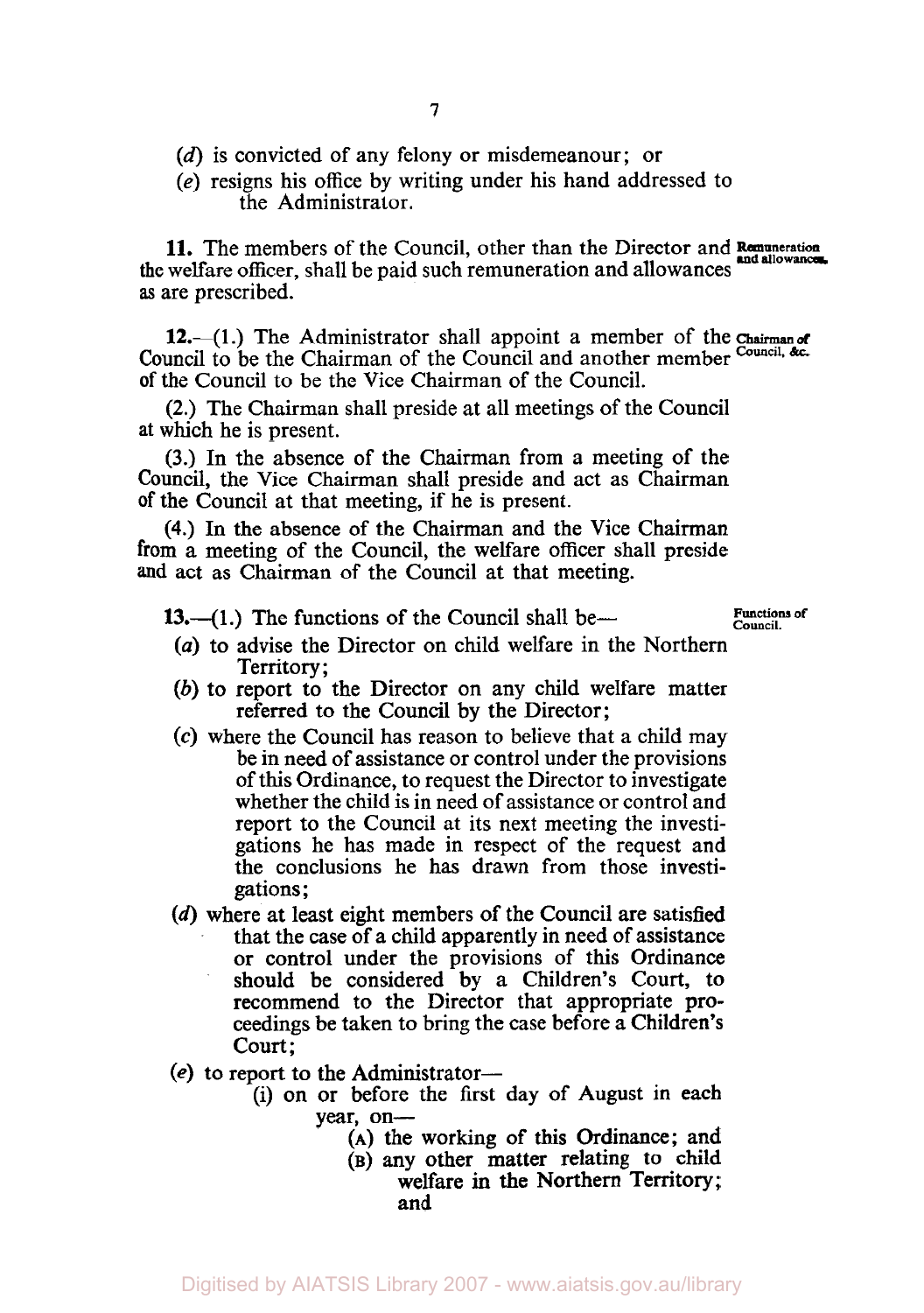(*d*) is convicted of any felony or misdemeanour; or

(*e*) resigns his office by writing under his hand addressed to the Administrator.

**Remuneration and allowances.**

**11.** The members of the Council, other than the Director and the welfare officer, shall be paid such remuneration and allowances as are prescribed.

**Chairman of Council, &c.**

**12.**—(1.) The Administrator shall appoint a member of the Council to be the Chairman of the Council and another member of the Council to be the Vice Chairman of the Council.

(2.) The Chairman shall preside at all meetings of the Council at which he is present.

(3.) In the absence of the Chairman from a meeting of the Council, the Vice Chairman shall preside and act as Chairman of the Council at that meeting, if he is present.

(4.) In the absence of the Chairman and the Vice Chairman from a meeting of the Council, the welfare officer shall preside and act as Chairman of the Council at that meeting.

**Functions of Council.**

**13.**—(1.) The functions of the Council shall be—

(*a*) to advise the Director on child welfare in the Northern Territory;

(*b*) to report to the Director on any child welfare matter referred to the Council by the Director;

(*c*) where the Council has reason to believe that a child may be in need of assistance or control under the provisions of this Ordinance, to request the Director to investigate whether the child is in need of assistance or control and report to the Council at its next meeting the investigations he has made in respect of the request and the conclusions he has drawn from those investigations;

(*d*) where at least eight members of the Council are satisfied that the case of a child apparently in need of assistance or control under the provisions of this Ordinance should be considered by a Children's Court, to recommend to the Director that appropriate proceedings be taken to bring the case before a Children's Court;

(*e*) to report to the Administrator—

- (i) on or before the first day of August in each year, on—
  - (A) the working of this Ordinance; and
  - (B) any other matter relating to child welfare in the Northern Territory; and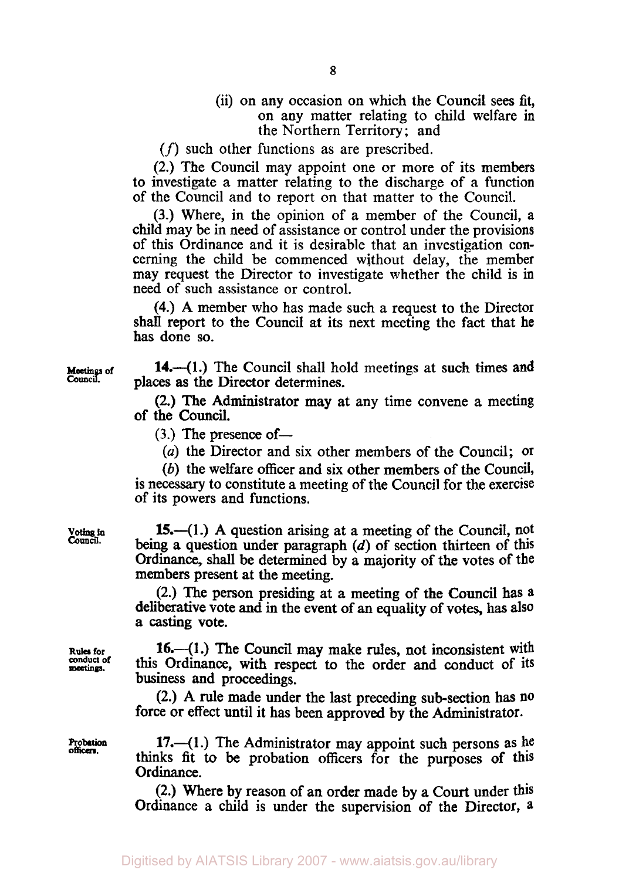(ii) on any occasion on which the Council sees fit, on any matter relating to child welfare in the Northern Territory; and

(*f*) such other functions as are prescribed.

(2.) The Council may appoint one or more of its members to investigate a matter relating to the discharge of a function of the Council and to report on that matter to the Council.

(3.) Where, in the opinion of a member of the Council, a child may be in need of assistance or control under the provisions of this Ordinance and it is desirable that an investigation concerning the child be commenced without delay, the member may request the Director to investigate whether the child is in need of such assistance or control.

(4.) A member who has made such a request to the Director shall report to the Council at its next meeting the fact that he has done so.

**Meetings of Council.**

**14.**—(1.) The Council shall hold meetings at such times and places as the Director determines.

(2.) The Administrator may at any time convene a meeting of the Council.

(3.) The presence of—

(*a*) the Director and six other members of the Council; or

(*b*) the welfare officer and six other members of the Council,

is necessary to constitute a meeting of the Council for the exercise of its powers and functions.

**Voting in Council.**

**15.**—(1.) A question arising at a meeting of the Council, not being a question under paragraph (*d*) of section thirteen of this Ordinance, shall be determined by a majority of the votes of the members present at the meeting.

(2.) The person presiding at a meeting of the Council has a deliberative vote and in the event of an equality of votes, has also a casting vote.

**Rules for conduct of meetings.**

**16.**—(1.) The Council may make rules, not inconsistent with this Ordinance, with respect to the order and conduct of its business and proceedings.

(2.) A rule made under the last preceding sub-section has no force or effect until it has been approved by the Administrator.

**Probation officers.**

**17.**—(1.) The Administrator may appoint such persons as he thinks fit to be probation officers for the purposes of this Ordinance.

(2.) Where by reason of an order made by a Court under this Ordinance a child is under the supervision of the Director, a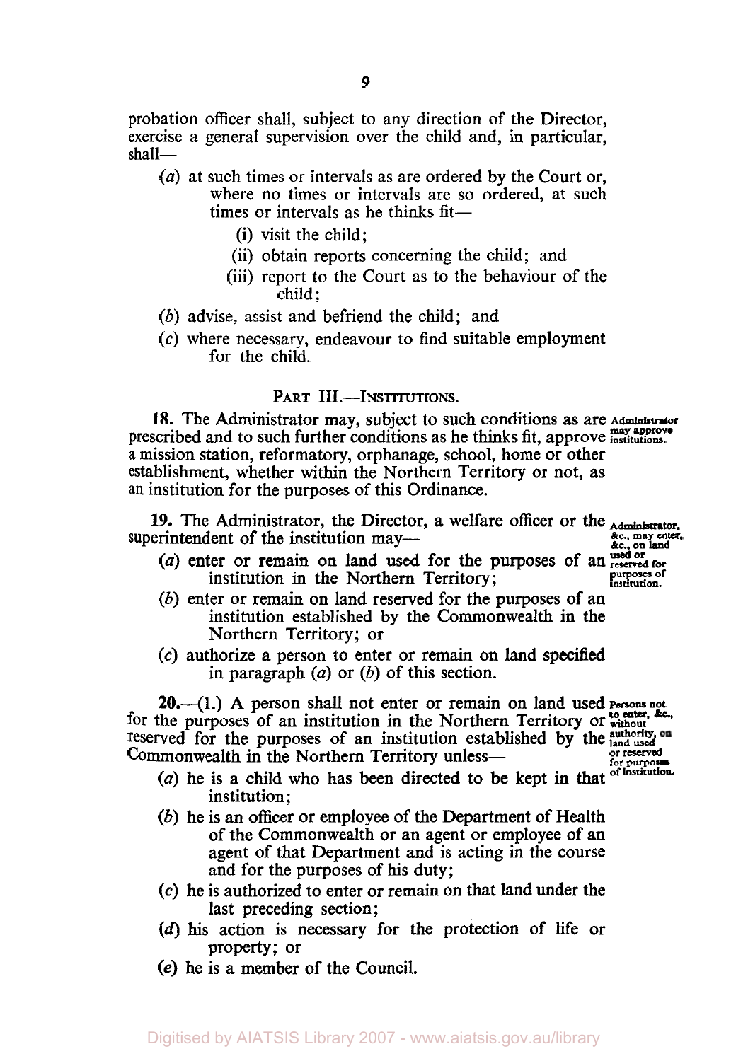probation officer shall, subject to any direction of the Director, exercise a general supervision over the child and, in particular, shall—

(*a*) at such times or intervals as are ordered by the Court or, where no times or intervals are so ordered, at such times or intervals as he thinks fit—

(i) visit the child;

(ii) obtain reports concerning the child; and

(iii) report to the Court as to the behaviour of the child;

(*b*) advise, assist and befriend the child; and

(*c*) where necessary, endeavour to find suitable employment for the child.

## PART III.—INSTITUTIONS.

**18.** The Administrator may, subject to such conditions as are prescribed and to such further conditions as he thinks fit, approve a mission station, reformatory, orphanage, school, home or other establishment, whether within the Northern Territory or not, as an institution for the purposes of this Ordinance.

*Administrator may approve institutions.*

**19.** The Administrator, the Director, a welfare officer or the superintendent of the institution may—

*Administrator, &c., may enter, &c., on land used or reserved for purposes of institution.*

(*a*) enter or remain on land used for the purposes of an institution in the Northern Territory;

(*b*) enter or remain on land reserved for the purposes of an institution established by the Commonwealth in the Northern Territory; or

(*c*) authorize a person to enter or remain on land specified in paragraph (*a*) or (*b*) of this section.

**20.**—(1.) A person shall not enter or remain on land used for the purposes of an institution in the Northern Territory or reserved for the purposes of an institution established by the Commonwealth in the Northern Territory unless—

*Persons not to enter, &c., without authority, on land used or reserved for purposes of institution.*

(*a*) he is a child who has been directed to be kept in that institution;

(*b*) he is an officer or employee of the Department of Health of the Commonwealth or an agent or employee of an agent of that Department and is acting in the course and for the purposes of his duty;

(*c*) he is authorized to enter or remain on that land under the last preceding section;

(*d*) his action is necessary for the protection of life or property; or

(*e*) he is a member of the Council.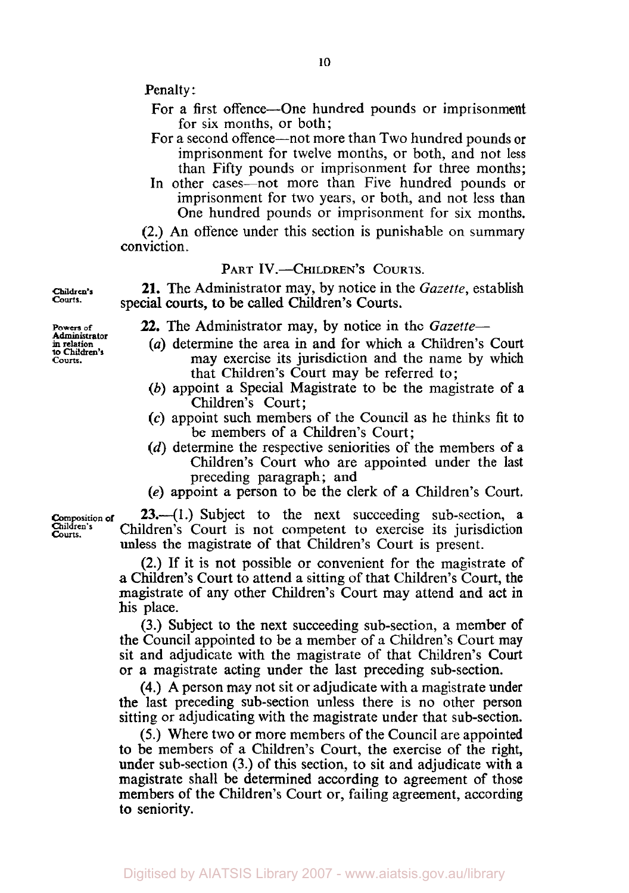Penalty:

For a first offence—One hundred pounds or imprisonment for six months, or both;

For a second offence—not more than Two hundred pounds or imprisonment for twelve months, or both, and not less than Fifty pounds or imprisonment for three months;

In other cases—not more than Five hundred pounds or imprisonment for two years, or both, and not less than One hundred pounds or imprisonment for six months.

(2.) An offence under this section is punishable on summary conviction.

## PART IV.—CHILDREN'S COURTS.

*Children's Courts.*

**21.** The Administrator may, by notice in the *Gazette*, establish special courts, to be called Children's Courts.

*Powers of Administrator in relation to Children's Courts.*

**22.** The Administrator may, by notice in the *Gazette*—

(*a*) determine the area in and for which a Children's Court may exercise its jurisdiction and the name by which that Children's Court may be referred to;

(*b*) appoint a Special Magistrate to be the magistrate of a Children's Court;

(*c*) appoint such members of the Council as he thinks fit to be members of a Children's Court;

(*d*) determine the respective seniorities of the members of a Children's Court who are appointed under the last preceding paragraph; and

(*e*) appoint a person to be the clerk of a Children's Court.

*Composition of Children's Courts.*

**23.**—(1.) Subject to the next succeeding sub-section, a Children's Court is not competent to exercise its jurisdiction unless the magistrate of that Children's Court is present.

(2.) If it is not possible or convenient for the magistrate of a Children's Court to attend a sitting of that Children's Court, the magistrate of any other Children's Court may attend and act in his place.

(3.) Subject to the next succeeding sub-section, a member of the Council appointed to be a member of a Children's Court may sit and adjudicate with the magistrate of that Children's Court or a magistrate acting under the last preceding sub-section.

(4.) A person may not sit or adjudicate with a magistrate under the last preceding sub-section unless there is no other person sitting or adjudicating with the magistrate under that sub-section.

(5.) Where two or more members of the Council are appointed to be members of a Children's Court, the exercise of the right, under sub-section (3.) of this section, to sit and adjudicate with a magistrate shall be determined according to agreement of those members of the Children's Court or, failing agreement, according to seniority.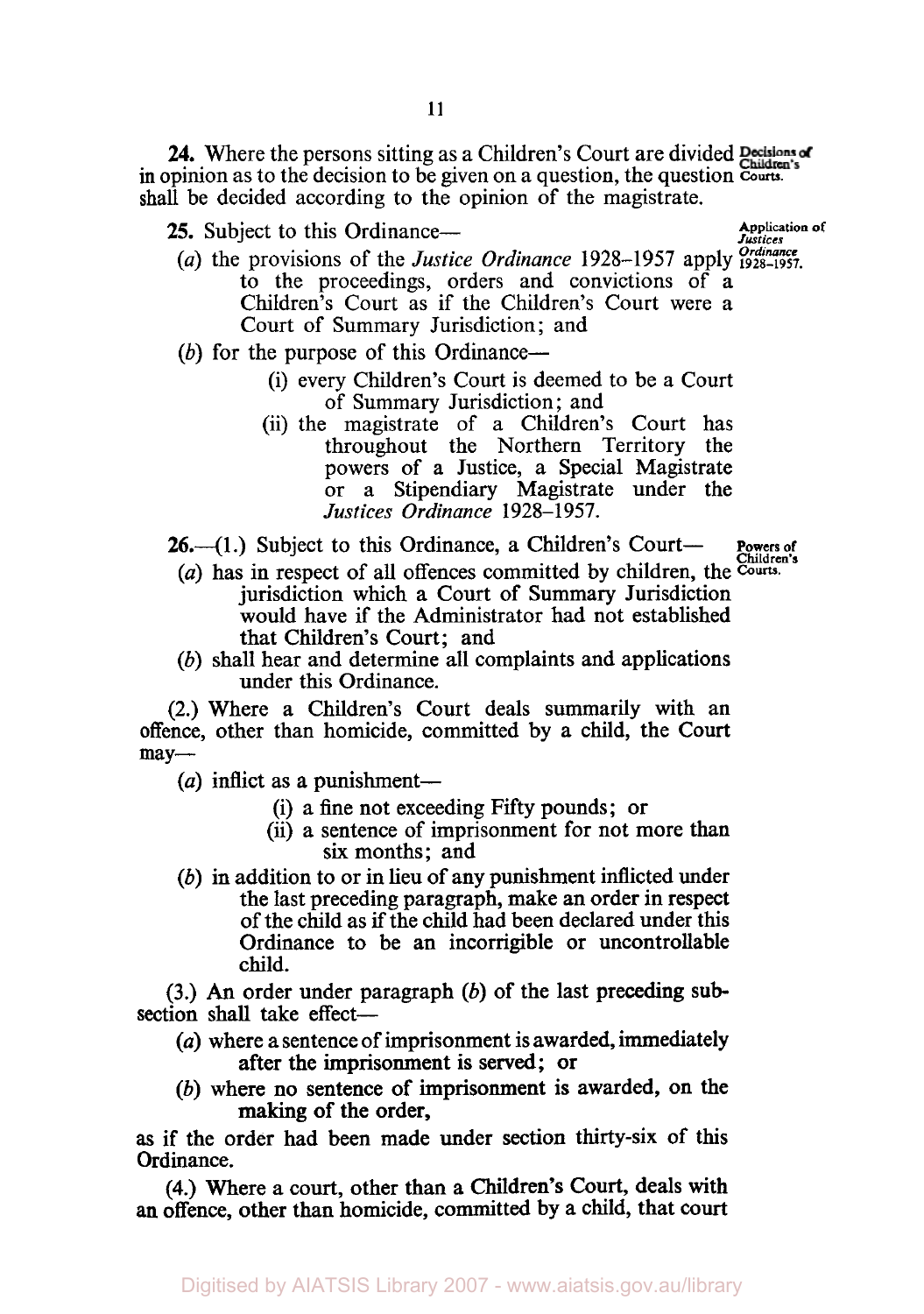**24.** Where the persons sitting as a Children's Court are divided in opinion as to the decision to be given on a question, the question shall be decided according to the opinion of the magistrate.

*Decisions of Children's Courts.*

**25.** Subject to this Ordinance—

*Application of Justices Ordinance 1928–1957.*

(*a*) the provisions of the *Justice Ordinance* 1928–1957 apply to the proceedings, orders and convictions of a Children's Court as if the Children's Court were a Court of Summary Jurisdiction; and

(*b*) for the purpose of this Ordinance—

(i) every Children's Court is deemed to be a Court of Summary Jurisdiction; and

(ii) the magistrate of a Children's Court has throughout the Northern Territory the powers of a Justice, a Special Magistrate or a Stipendiary Magistrate under the *Justices Ordinance* 1928–1957.

**26.**—(1.) Subject to this Ordinance, a Children's Court—

*Powers of Children's Courts.*

(*a*) has in respect of all offences committed by children, the jurisdiction which a Court of Summary Jurisdiction would have if the Administrator had not established that Children's Court; and

(*b*) shall hear and determine all complaints and applications under this Ordinance.

(2.) Where a Children's Court deals summarily with an offence, other than homicide, committed by a child, the Court may—

(*a*) inflict as a punishment—

(i) a fine not exceeding Fifty pounds; or

(ii) a sentence of imprisonment for not more than six months; and

(*b*) in addition to or in lieu of any punishment inflicted under the last preceding paragraph, make an order in respect of the child as if the child had been declared under this Ordinance to be an incorrigible or uncontrollable child.

(3.) An order under paragraph (*b*) of the last preceding subsection shall take effect—

(*a*) where a sentence of imprisonment is awarded, immediately after the imprisonment is served; or

(*b*) where no sentence of imprisonment is awarded, on the making of the order,

as if the order had been made under section thirty-six of this Ordinance.

(4.) Where a court, other than a Children's Court, deals with an offence, other than homicide, committed by a child, that court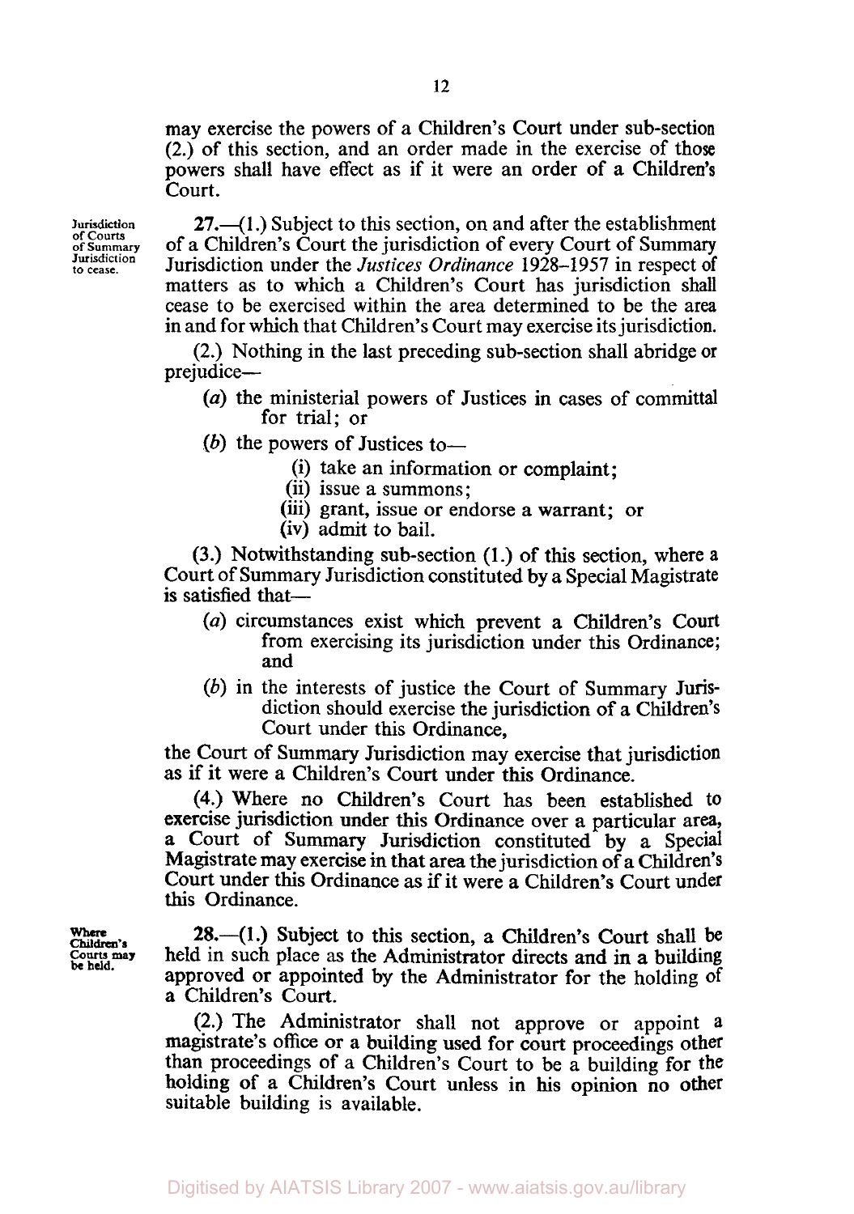may exercise the powers of a Children's Court under sub-section (2.) of this section, and an order made in the exercise of those powers shall have effect as if it were an order of a Children's Court.

*Jurisdiction of Courts of Summary Jurisdiction to cease.*

**27.**—(1.) Subject to this section, on and after the establishment of a Children's Court the jurisdiction of every Court of Summary Jurisdiction under the *Justices Ordinance* 1928–1957 in respect of matters as to which a Children's Court has jurisdiction shall cease to be exercised within the area determined to be the area in and for which that Children's Court may exercise its jurisdiction.

(2.) Nothing in the last preceding sub-section shall abridge or prejudice—

- (*a*) the ministerial powers of Justices in cases of committal for trial; or
- (*b*) the powers of Justices to—
  - (i) take an information or complaint;
  - (ii) issue a summons;
  - (iii) grant, issue or endorse a warrant; or
  - (iv) admit to bail.

(3.) Notwithstanding sub-section (1.) of this section, where a Court of Summary Jurisdiction constituted by a Special Magistrate is satisfied that—

- (*a*) circumstances exist which prevent a Children's Court from exercising its jurisdiction under this Ordinance; and
- (*b*) in the interests of justice the Court of Summary Jurisdiction should exercise the jurisdiction of a Children's Court under this Ordinance,

the Court of Summary Jurisdiction may exercise that jurisdiction as if it were a Children's Court under this Ordinance.

(4.) Where no Children's Court has been established to exercise jurisdiction under this Ordinance over a particular area, a Court of Summary Jurisdiction constituted by a Special Magistrate may exercise in that area the jurisdiction of a Children's Court under this Ordinance as if it were a Children's Court under this Ordinance.

*Where Children's Courts may be held.*

**28.**—(1.) Subject to this section, a Children's Court shall be held in such place as the Administrator directs and in a building approved or appointed by the Administrator for the holding of a Children's Court.

(2.) The Administrator shall not approve or appoint a magistrate's office or a building used for court proceedings other than proceedings of a Children's Court to be a building for the holding of a Children's Court unless in his opinion no other suitable building is available.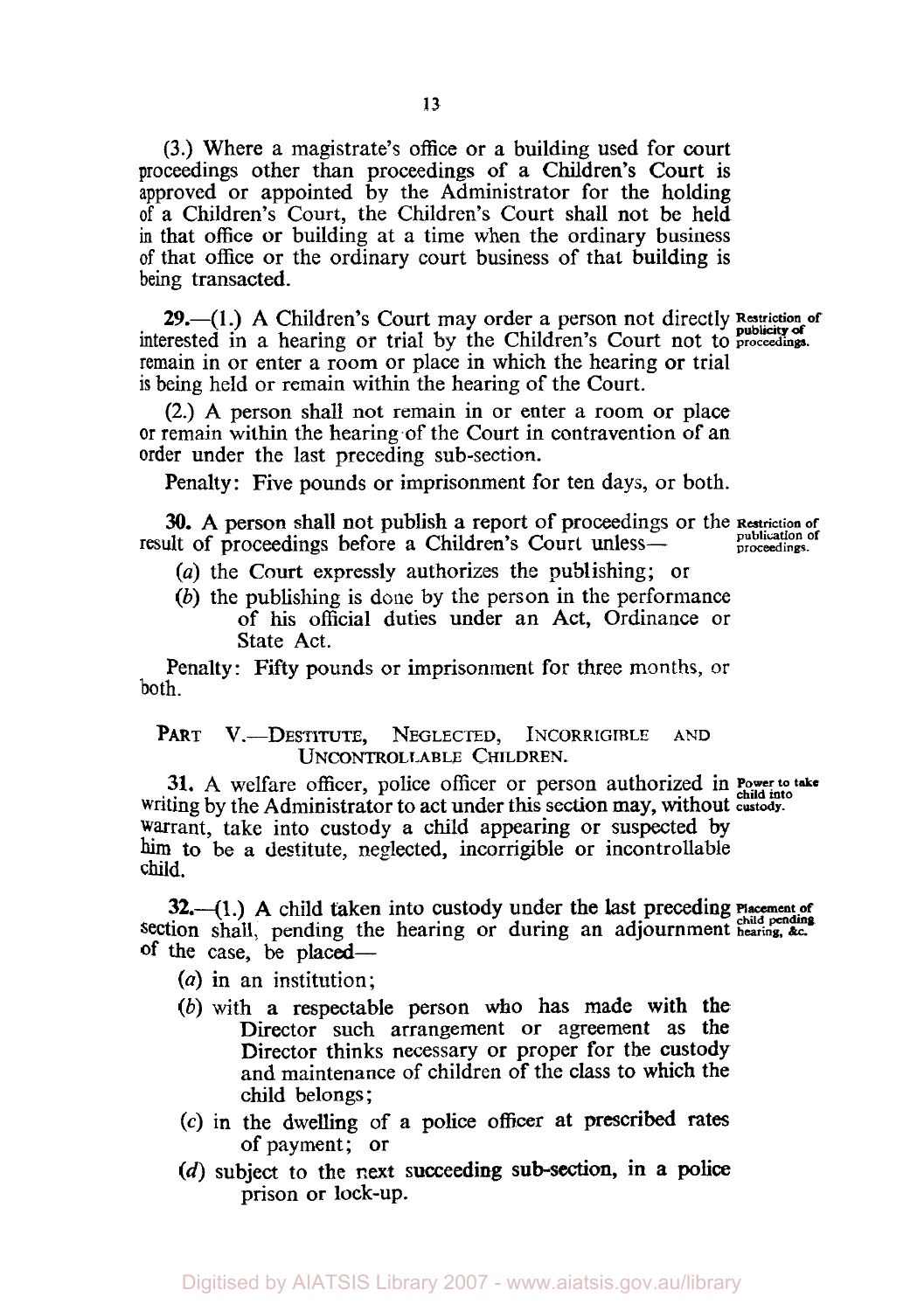(3.) Where a magistrate's office or a building used for court proceedings other than proceedings of a Children's Court is approved or appointed by the Administrator for the holding of a Children's Court, the Children's Court shall not be held in that office or building at a time when the ordinary business of that office or the ordinary court business of that building is being transacted.

**29.**—(1.) A Children's Court may order a person not directly interested in a hearing or trial by the Children's Court not to remain in or enter a room or place in which the hearing or trial is being held or remain within the hearing of the Court.

*Restriction of publicity of proceedings.*

(2.) A person shall not remain in or enter a room or place or remain within the hearing of the Court in contravention of an order under the last preceding sub-section.

Penalty: Five pounds or imprisonment for ten days, or both.

**30.** A person shall not publish a report of proceedings or the result of proceedings before a Children's Court unless—

*Restriction of publication of proceedings.*

(*a*) the Court expressly authorizes the publishing; or

(*b*) the publishing is done by the person in the performance of his official duties under an Act, Ordinance or State Act.

Penalty: Fifty pounds or imprisonment for three months, or both.

## PART V.—DESTITUTE, NEGLECTED, INCORRIGIBLE AND UNCONTROLLABLE CHILDREN.

**31.** A welfare officer, police officer or person authorized in writing by the Administrator to act under this section may, without warrant, take into custody a child appearing or suspected by him to be a destitute, neglected, incorrigible or incontrollable child.

*Power to take child into custody.*

**32.**—(1.) A child taken into custody under the last preceding section shall, pending the hearing or during an adjournment of the case, be placed—

*Placement of child pending hearing, &c.*

(*a*) in an institution;

(*b*) with a respectable person who has made with the Director such arrangement or agreement as the Director thinks necessary or proper for the custody and maintenance of children of the class to which the child belongs;

(*c*) in the dwelling of a police officer at prescribed rates of payment; or

(*d*) subject to the next succeeding sub-section, in a police prison or lock-up.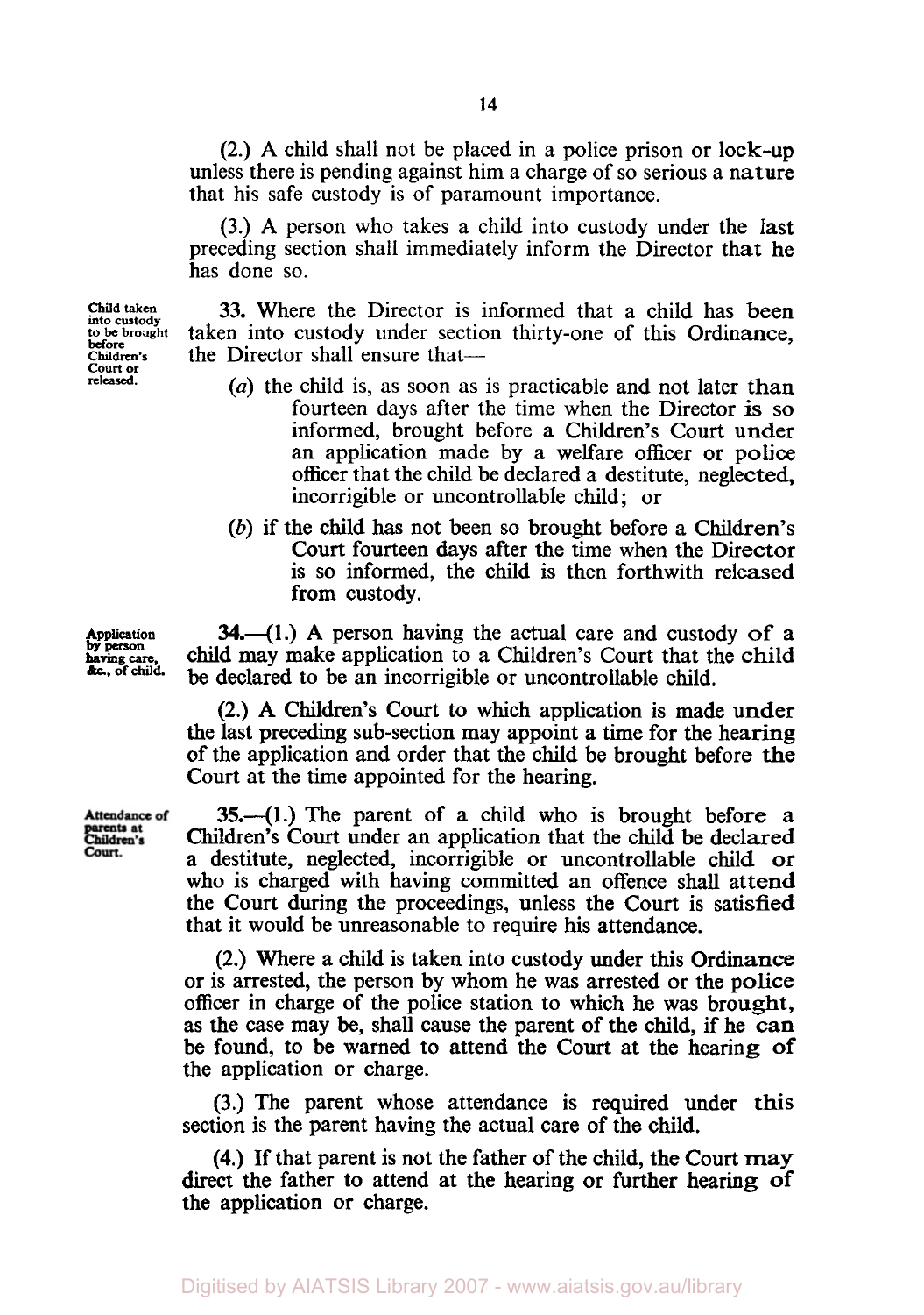(2.) A child shall not be placed in a police prison or lock-up unless there is pending against him a charge of so serious a nature that his safe custody is of paramount importance.

(3.) A person who takes a child into custody under the last preceding section shall immediately inform the Director that he has done so.

**Child taken into custody to be brought before Children's Court or released.**

**33.** Where the Director is informed that a child has been taken into custody under section thirty-one of this Ordinance, the Director shall ensure that—

(*a*) the child is, as soon as is practicable and not later than fourteen days after the time when the Director is so informed, brought before a Children's Court under an application made by a welfare officer or police officer that the child be declared a destitute, neglected, incorrigible or uncontrollable child; or

(*b*) if the child has not been so brought before a Children's Court fourteen days after the time when the Director is so informed, the child is then forthwith released from custody.

**Application by person having care, &c., of child.**

**34.**—(1.) A person having the actual care and custody of a child may make application to a Children's Court that the child be declared to be an incorrigible or uncontrollable child.

(2.) A Children's Court to which application is made under the last preceding sub-section may appoint a time for the hearing of the application and order that the child be brought before the Court at the time appointed for the hearing.

**Attendance of parents at Children's Court.**

**35.**—(1.) The parent of a child who is brought before a Children's Court under an application that the child be declared a destitute, neglected, incorrigible or uncontrollable child or who is charged with having committed an offence shall attend the Court during the proceedings, unless the Court is satisfied that it would be unreasonable to require his attendance.

(2.) Where a child is taken into custody under this Ordinance or is arrested, the person by whom he was arrested or the police officer in charge of the police station to which he was brought, as the case may be, shall cause the parent of the child, if he can be found, to be warned to attend the Court at the hearing of the application or charge.

(3.) The parent whose attendance is required under this section is the parent having the actual care of the child.

(4.) If that parent is not the father of the child, the Court may direct the father to attend at the hearing or further hearing of the application or charge.